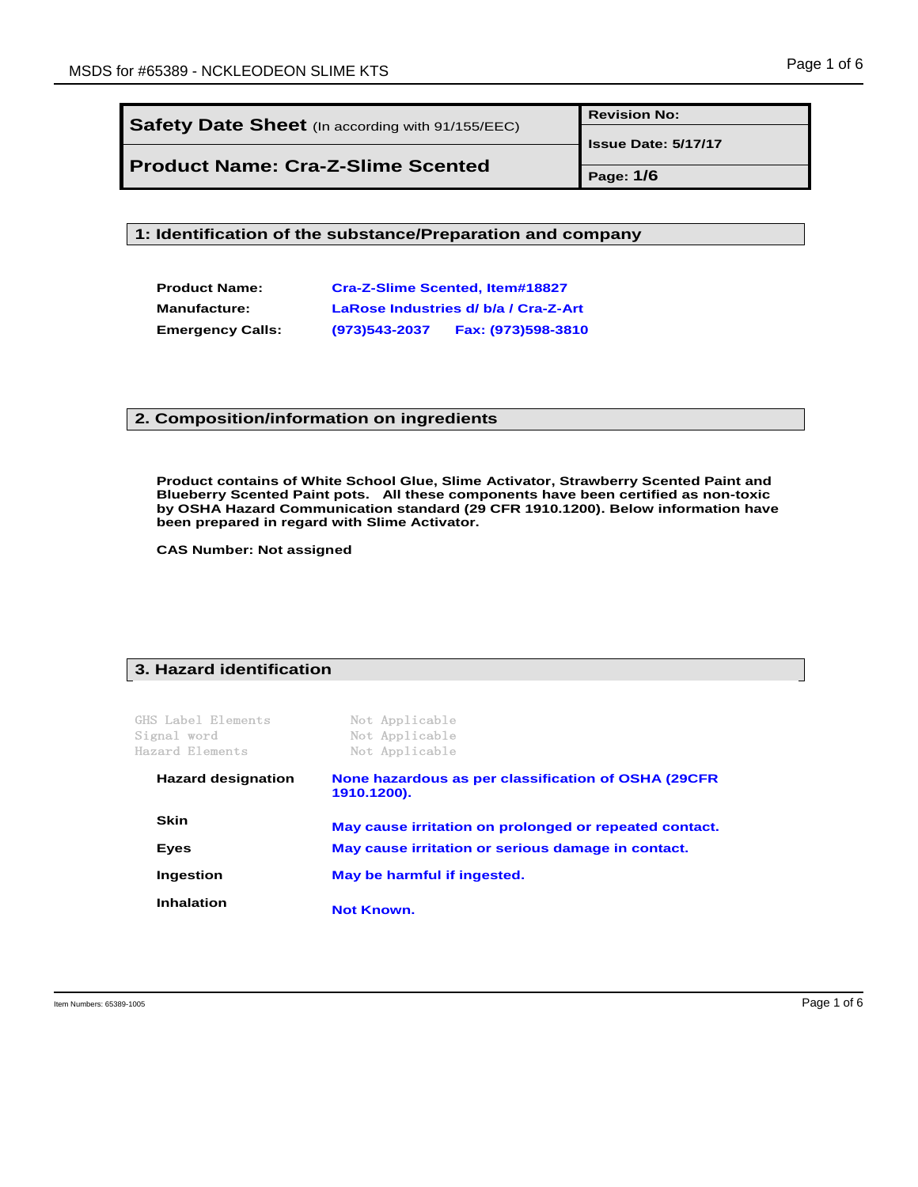| **Safety Date Sheet** (In according with 91/155/EEC) | **Revision No:** |
| --- | --- |
| | **Issue Date: 5/17/17** |
| **Product Name: Cra-Z-Slime Scented** | **Page: 1/6** |

## 1: Identification of the substance/Preparation and company

**Product Name:** Cra-Z-Slime Scented, Item#18827

**Manufacture:** LaRose Industries d/ b/a / Cra-Z-Art

**Emergency Calls:** (973)543-2037 Fax: (973)598-3810

## 2. Composition/information on ingredients

**Product contains of White School Glue, Slime Activator, Strawberry Scented Paint and Blueberry Scented Paint pots. All these components have been certified as non-toxic by OSHA Hazard Communication standard (29 CFR 1910.1200). Below information have been prepared in regard with Slime Activator.**

**CAS Number: Not assigned**

## 3. Hazard identification

| | |
| --- | --- |
| GHS Label Elements | Not Applicable |
| Signal word | Not Applicable |
| Hazard Elements | Not Applicable |
| **Hazard designation** | None hazardous as per classification of OSHA (29CFR 1910.1200). |
| **Skin** | May cause irritation on prolonged or repeated contact. |
| **Eyes** | May cause irritation or serious damage in contact. |
| **Ingestion** | May be harmful if ingested. |
| **Inhalation** | Not Known. |

Item Numbers: 65389-1005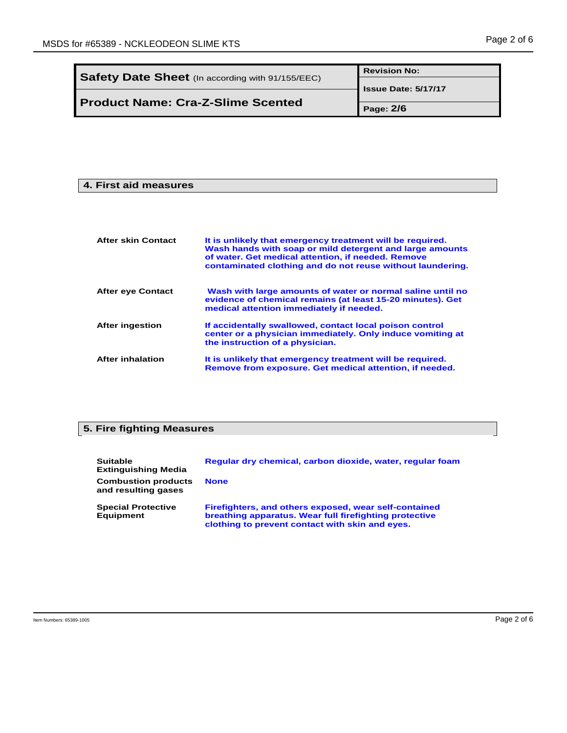| **Safety Date Sheet** (In according with 91/155/EEC) | **Revision No:** |
| --- | --- |
| | **Issue Date: 5/17/17** |
| **Product Name: Cra-Z-Slime Scented** | **Page: 2/6** |

## 4. First aid measures

| | |
| --- | --- |
| **After skin Contact** | It is unlikely that emergency treatment will be required. Wash hands with soap or mild detergent and large amounts of water. Get medical attention, if needed. Remove contaminated clothing and do not reuse without laundering. |
| **After eye Contact** | Wash with large amounts of water or normal saline until no evidence of chemical remains (at least 15-20 minutes). Get medical attention immediately if needed. |
| **After ingestion** | If accidentally swallowed, contact local poison control center or a physician immediately. Only induce vomiting at the instruction of a physician. |
| **After inhalation** | It is unlikely that emergency treatment will be required. Remove from exposure. Get medical attention, if needed. |

## 5. Fire fighting Measures

| | |
| --- | --- |
| **Suitable Extinguishing Media** | Regular dry chemical, carbon dioxide, water, regular foam |
| **Combustion products and resulting gases** | None |
| **Special Protective Equipment** | Firefighters, and others exposed, wear self-contained breathing apparatus. Wear full firefighting protective clothing to prevent contact with skin and eyes. |

Item Numbers: 65389-1005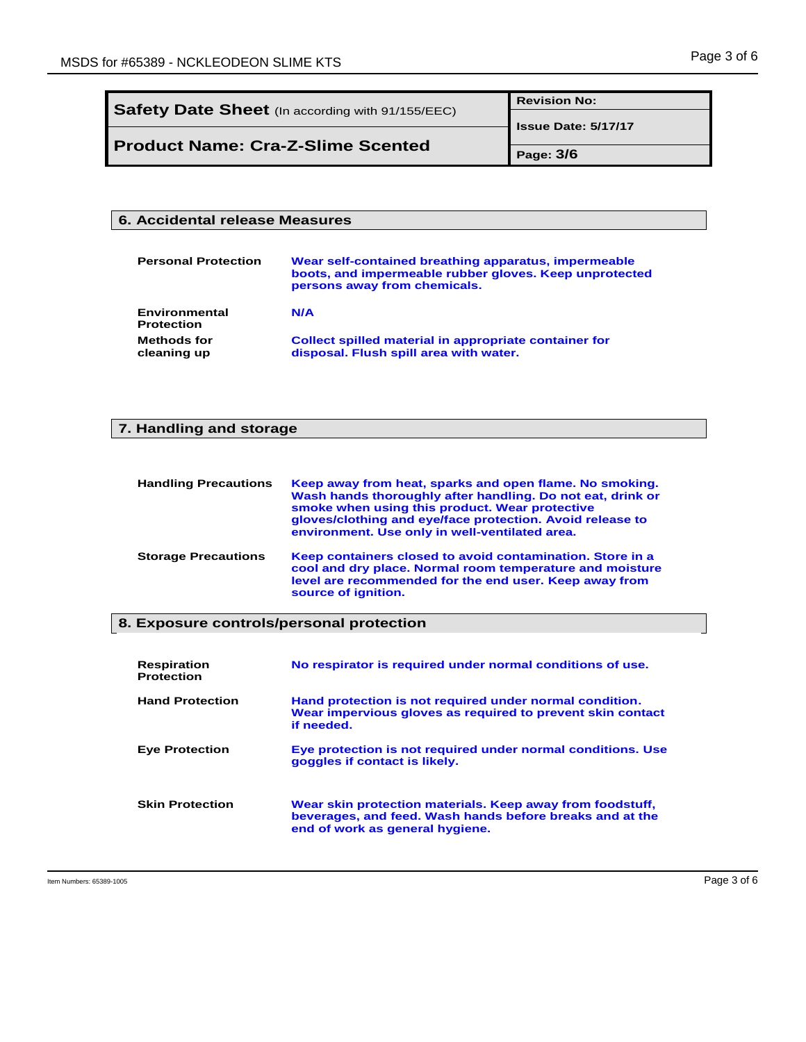| Safety Date Sheet (In according with 91/155/EEC) | Revision No: |
|---|---|
| | Issue Date: 5/17/17 |
| Product Name: Cra-Z-Slime Scented | Page: 3/6 |

## 6. Accidental release Measures

**Personal Protection** — Wear self-contained breathing apparatus, impermeable boots, and impermeable rubber gloves. Keep unprotected persons away from chemicals.

**Environmental Protection** — N/A

**Methods for cleaning up** — Collect spilled material in appropriate container for disposal. Flush spill area with water.

## 7. Handling and storage

**Handling Precautions** — Keep away from heat, sparks and open flame. No smoking. Wash hands thoroughly after handling. Do not eat, drink or smoke when using this product. Wear protective gloves/clothing and eye/face protection. Avoid release to environment. Use only in well-ventilated area.

**Storage Precautions** — Keep containers closed to avoid contamination. Store in a cool and dry place. Normal room temperature and moisture level are recommended for the end user. Keep away from source of ignition.

## 8. Exposure controls/personal protection

**Respiration Protection** — No respirator is required under normal conditions of use.

**Hand Protection** — Hand protection is not required under normal condition. Wear impervious gloves as required to prevent skin contact if needed.

**Eye Protection** — Eye protection is not required under normal conditions. Use goggles if contact is likely.

**Skin Protection** — Wear skin protection materials. Keep away from foodstuff, beverages, and feed. Wash hands before breaks and at the end of work as general hygiene.

Item Numbers: 65389-1005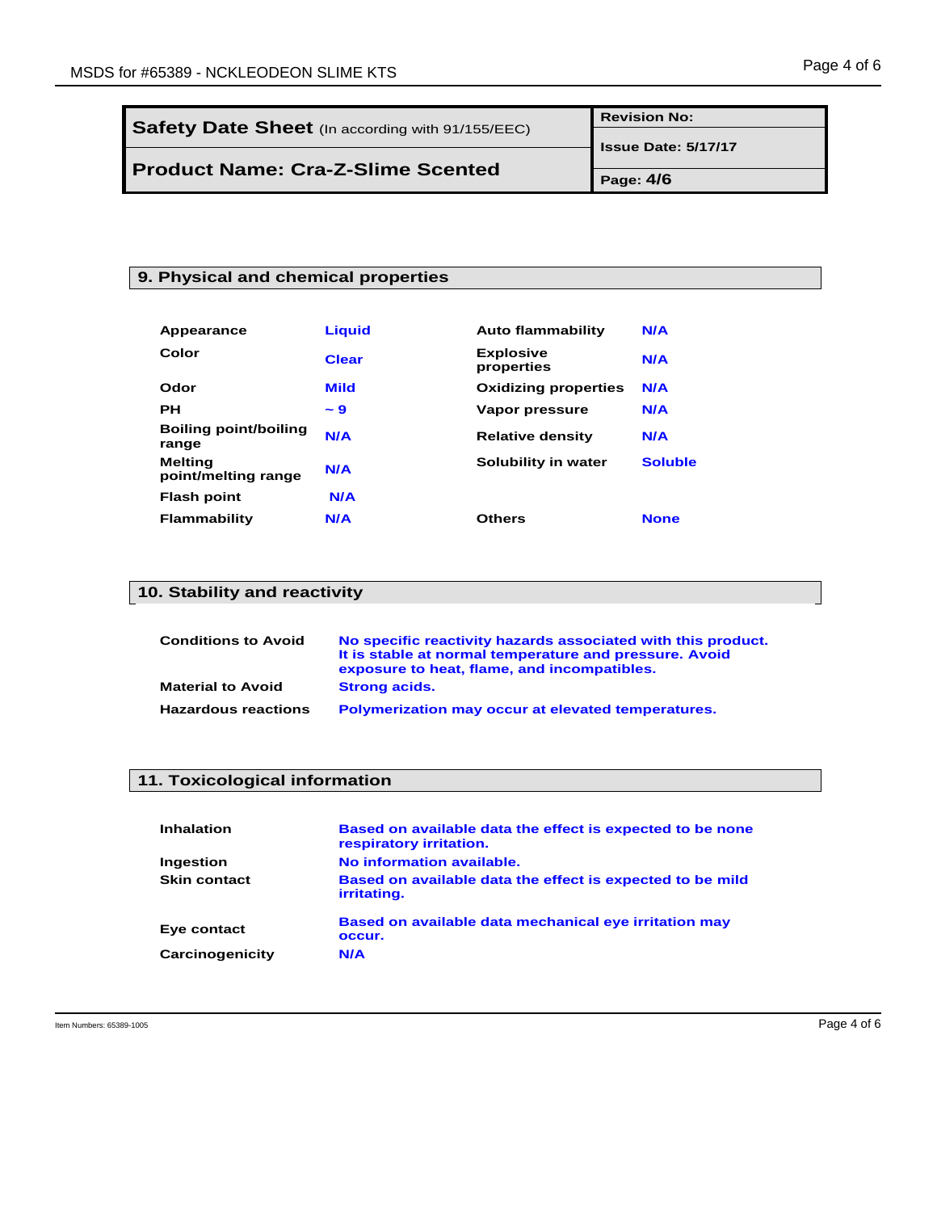| Safety Date Sheet (In according with 91/155/EEC) | Revision No: |
| --- | --- |
| | Issue Date: 5/17/17 |
| Product Name: Cra-Z-Slime Scented | Page: 4/6 |

## 9. Physical and chemical properties

| Property | Value | Property | Value |
| --- | --- | --- | --- |
| Appearance | Liquid | Auto flammability | N/A |
| Color | Clear | Explosive properties | N/A |
| Odor | Mild | Oxidizing properties | N/A |
| PH | ~ 9 | Vapor pressure | N/A |
| Boiling point/boiling range | N/A | Relative density | N/A |
| Melting point/melting range | N/A | Solubility in water | Soluble |
| Flash point | N/A | | |
| Flammability | N/A | Others | None |

## 10. Stability and reactivity

| | |
| --- | --- |
| Conditions to Avoid | No specific reactivity hazards associated with this product. It is stable at normal temperature and pressure. Avoid exposure to heat, flame, and incompatibles. |
| Material to Avoid | Strong acids. |
| Hazardous reactions | Polymerization may occur at elevated temperatures. |

## 11. Toxicological information

| | |
| --- | --- |
| Inhalation | Based on available data the effect is expected to be none respiratory irritation. |
| Ingestion | No information available. |
| Skin contact | Based on available data the effect is expected to be mild irritating. |
| Eye contact | Based on available data mechanical eye irritation may occur. |
| Carcinogenicity | N/A |

Item Numbers: 65389-1005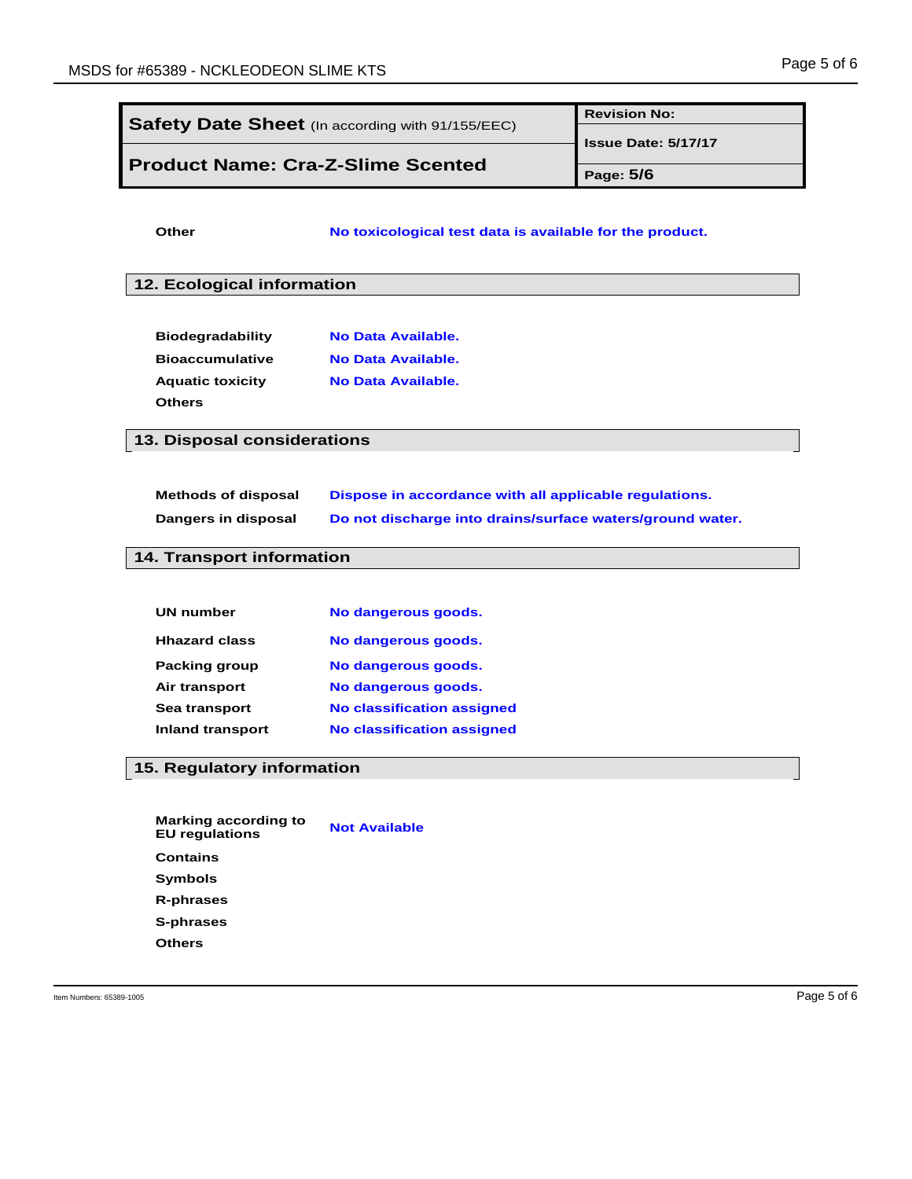| Safety Date Sheet (In according with 91/155/EEC) | Revision No: |
| --- | --- |
| | Issue Date: 5/17/17 |
| Product Name: Cra-Z-Slime Scented | Page: 5/6 |

| | |
| --- | --- |
| **Other** | No toxicological test data is available for the product. |

## 12. Ecological information

| | |
| --- | --- |
| **Biodegradability** | No Data Available. |
| **Bioaccumulative** | No Data Available. |
| **Aquatic toxicity** | No Data Available. |
| **Others** | |

## 13. Disposal considerations

| | |
| --- | --- |
| **Methods of disposal** | Dispose in accordance with all applicable regulations. |
| **Dangers in disposal** | Do not discharge into drains/surface waters/ground water. |

## 14. Transport information

| | |
| --- | --- |
| **UN number** | No dangerous goods. |
| **Hhazard class** | No dangerous goods. |
| **Packing group** | No dangerous goods. |
| **Air transport** | No dangerous goods. |
| **Sea transport** | No classification assigned |
| **Inland transport** | No classification assigned |

## 15. Regulatory information

| | |
| --- | --- |
| **Marking according to EU regulations** | Not Available |
| **Contains** | |
| **Symbols** | |
| **R-phrases** | |
| **S-phrases** | |
| **Others** | |

Item Numbers: 65389-1005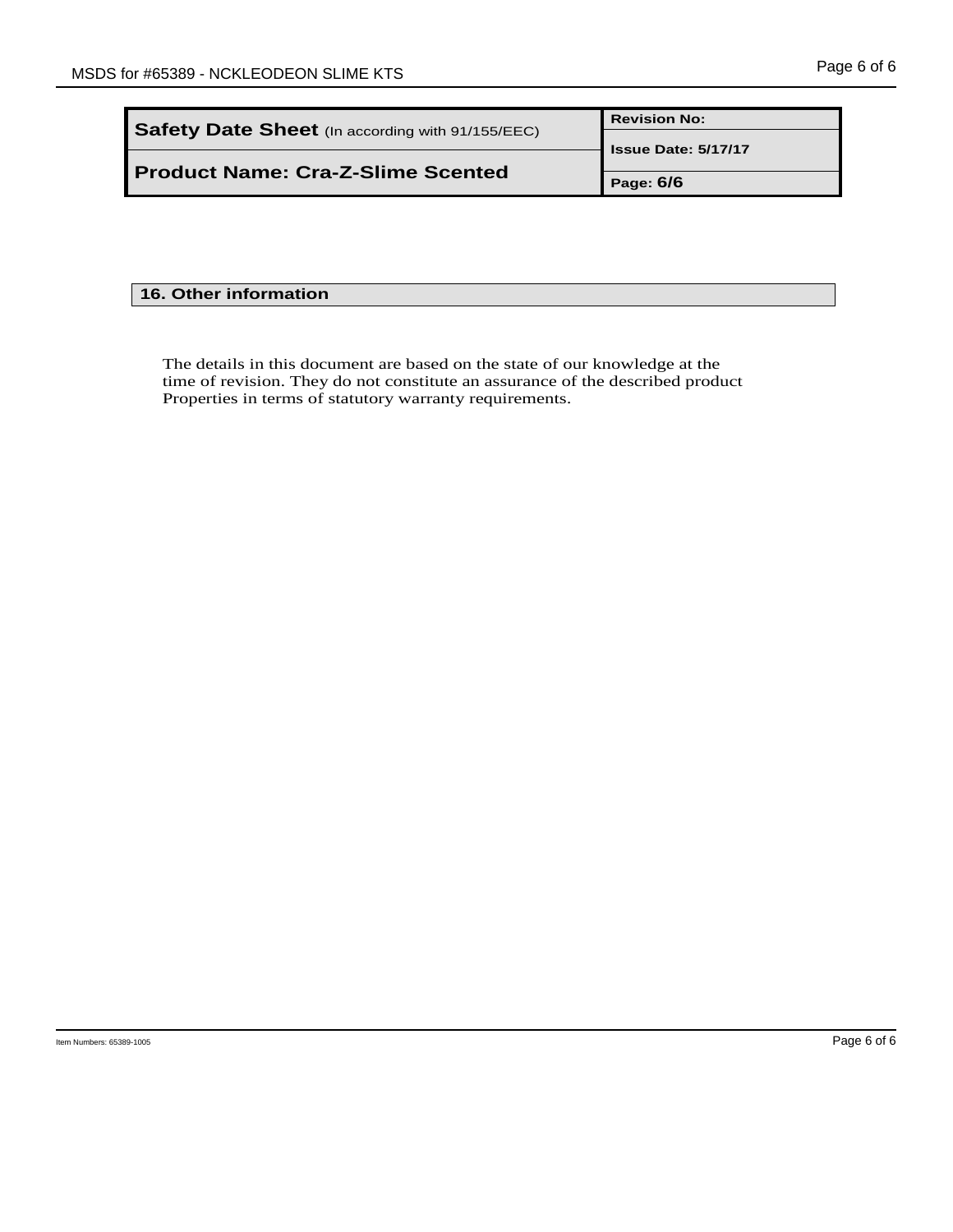| Safety Date Sheet (In according with 91/155/EEC) | Revision No: |
| --- | --- |
| | Issue Date: 5/17/17 |
| Product Name: Cra-Z-Slime Scented | Page: 6/6 |

## 16. Other information

The details in this document are based on the state of our knowledge at the time of revision. They do not constitute an assurance of the described product Properties in terms of statutory warranty requirements.

Item Numbers: 65389-1005